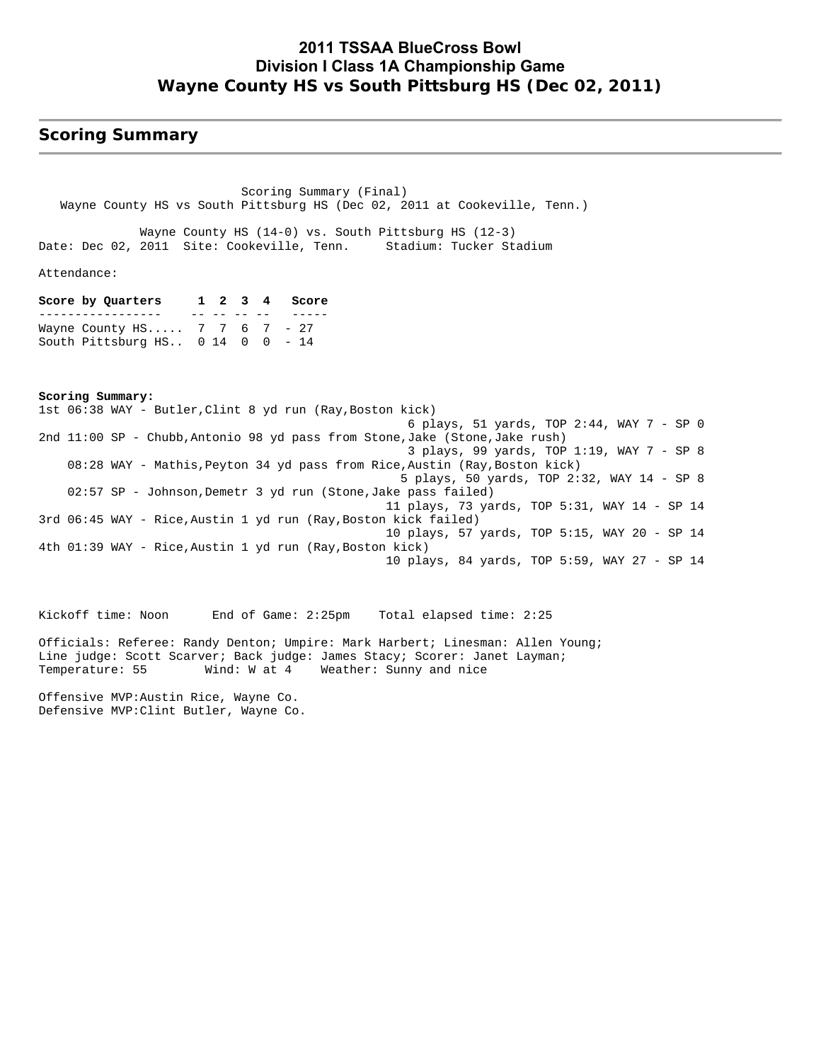# 2011 TSSAA BlueCross Bowl
## Division I Class 1A Championship Game
## Wayne County HS vs South Pittsburg HS (Dec 02, 2011)

## Scoring Summary

Scoring Summary (Final)
Wayne County HS vs South Pittsburg HS (Dec 02, 2011 at Cookeville, Tenn.)

Wayne County HS (14-0) vs. South Pittsburg HS (12-3)
Date: Dec 02, 2011 Site: Cookeville, Tenn. Stadium: Tucker Stadium

Attendance:

| Score by Quarters | 1 | 2 | 3 | 4 | Score |
|---|---|---|---|---|---|
| Wayne County HS | 7 | 7 | 6 | 7 | 27 |
| South Pittsburg HS | 0 | 14 | 0 | 0 | 14 |

**Scoring Summary:**

```
1st 06:38 WAY - Butler,Clint 8 yd run (Ray,Boston kick)
                          6 plays, 51 yards, TOP 2:44, WAY 7 - SP 0
2nd 11:00 SP - Chubb,Antonio 98 yd pass from Stone,Jake (Stone,Jake rush)
                          3 plays, 99 yards, TOP 1:19, WAY 7 - SP 8
    08:28 WAY - Mathis,Peyton 34 yd pass from Rice,Austin (Ray,Boston kick)
                          5 plays, 50 yards, TOP 2:32, WAY 14 - SP 8
    02:57 SP - Johnson,Demetr 3 yd run (Stone,Jake pass failed)
                          11 plays, 73 yards, TOP 5:31, WAY 14 - SP 14
3rd 06:45 WAY - Rice,Austin 1 yd run (Ray,Boston kick failed)
                          10 plays, 57 yards, TOP 5:15, WAY 20 - SP 14
4th 01:39 WAY - Rice,Austin 1 yd run (Ray,Boston kick)
                          10 plays, 84 yards, TOP 5:59, WAY 27 - SP 14
```

Kickoff time: Noon End of Game: 2:25pm Total elapsed time: 2:25

Officials: Referee: Randy Denton; Umpire: Mark Harbert; Linesman: Allen Young;
Line judge: Scott Scarver; Back judge: James Stacy; Scorer: Janet Layman;
Temperature: 55 Wind: W at 4 Weather: Sunny and nice

Offensive MVP:Austin Rice, Wayne Co.
Defensive MVP:Clint Butler, Wayne Co.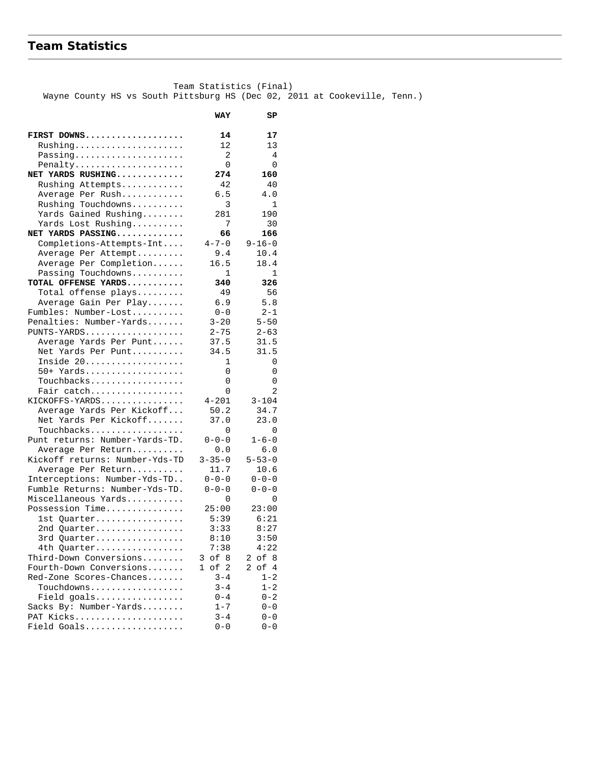## Team Statistics

Team Statistics (Final)
Wayne County HS vs South Pittsburg HS (Dec 02, 2011 at Cookeville, Tenn.)

| | WAY | SP |
|---|---|---|
| **FIRST DOWNS** | **14** | **17** |
| Rushing | 12 | 13 |
| Passing | 2 | 4 |
| Penalty | 0 | 0 |
| **NET YARDS RUSHING** | **274** | **160** |
| Rushing Attempts | 42 | 40 |
| Average Per Rush | 6.5 | 4.0 |
| Rushing Touchdowns | 3 | 1 |
| Yards Gained Rushing | 281 | 190 |
| Yards Lost Rushing | 7 | 30 |
| **NET YARDS PASSING** | **66** | **166** |
| Completions-Attempts-Int | 4-7-0 | 9-16-0 |
| Average Per Attempt | 9.4 | 10.4 |
| Average Per Completion | 16.5 | 18.4 |
| Passing Touchdowns | 1 | 1 |
| **TOTAL OFFENSE YARDS** | **340** | **326** |
| Total offense plays | 49 | 56 |
| Average Gain Per Play | 6.9 | 5.8 |
| Fumbles: Number-Lost | 0-0 | 2-1 |
| Penalties: Number-Yards | 3-20 | 5-50 |
| PUNTS-YARDS | 2-75 | 2-63 |
| Average Yards Per Punt | 37.5 | 31.5 |
| Net Yards Per Punt | 34.5 | 31.5 |
| Inside 20 | 1 | 0 |
| 50+ Yards | 0 | 0 |
| Touchbacks | 0 | 0 |
| Fair catch | 0 | 2 |
| KICKOFFS-YARDS | 4-201 | 3-104 |
| Average Yards Per Kickoff | 50.2 | 34.7 |
| Net Yards Per Kickoff | 37.0 | 23.0 |
| Touchbacks | 0 | 0 |
| Punt returns: Number-Yards-TD | 0-0-0 | 1-6-0 |
| Average Per Return | 0.0 | 6.0 |
| Kickoff returns: Number-Yds-TD | 3-35-0 | 5-53-0 |
| Average Per Return | 11.7 | 10.6 |
| Interceptions: Number-Yds-TD | 0-0-0 | 0-0-0 |
| Fumble Returns: Number-Yds-TD | 0-0-0 | 0-0-0 |
| Miscellaneous Yards | 0 | 0 |
| Possession Time | 25:00 | 23:00 |
| 1st Quarter | 5:39 | 6:21 |
| 2nd Quarter | 3:33 | 8:27 |
| 3rd Quarter | 8:10 | 3:50 |
| 4th Quarter | 7:38 | 4:22 |
| Third-Down Conversions | 3 of 8 | 2 of 8 |
| Fourth-Down Conversions | 1 of 2 | 2 of 4 |
| Red-Zone Scores-Chances | 3-4 | 1-2 |
| Touchdowns | 3-4 | 1-2 |
| Field goals | 0-4 | 0-2 |
| Sacks By: Number-Yards | 1-7 | 0-0 |
| PAT Kicks | 3-4 | 0-0 |
| Field Goals | 0-0 | 0-0 |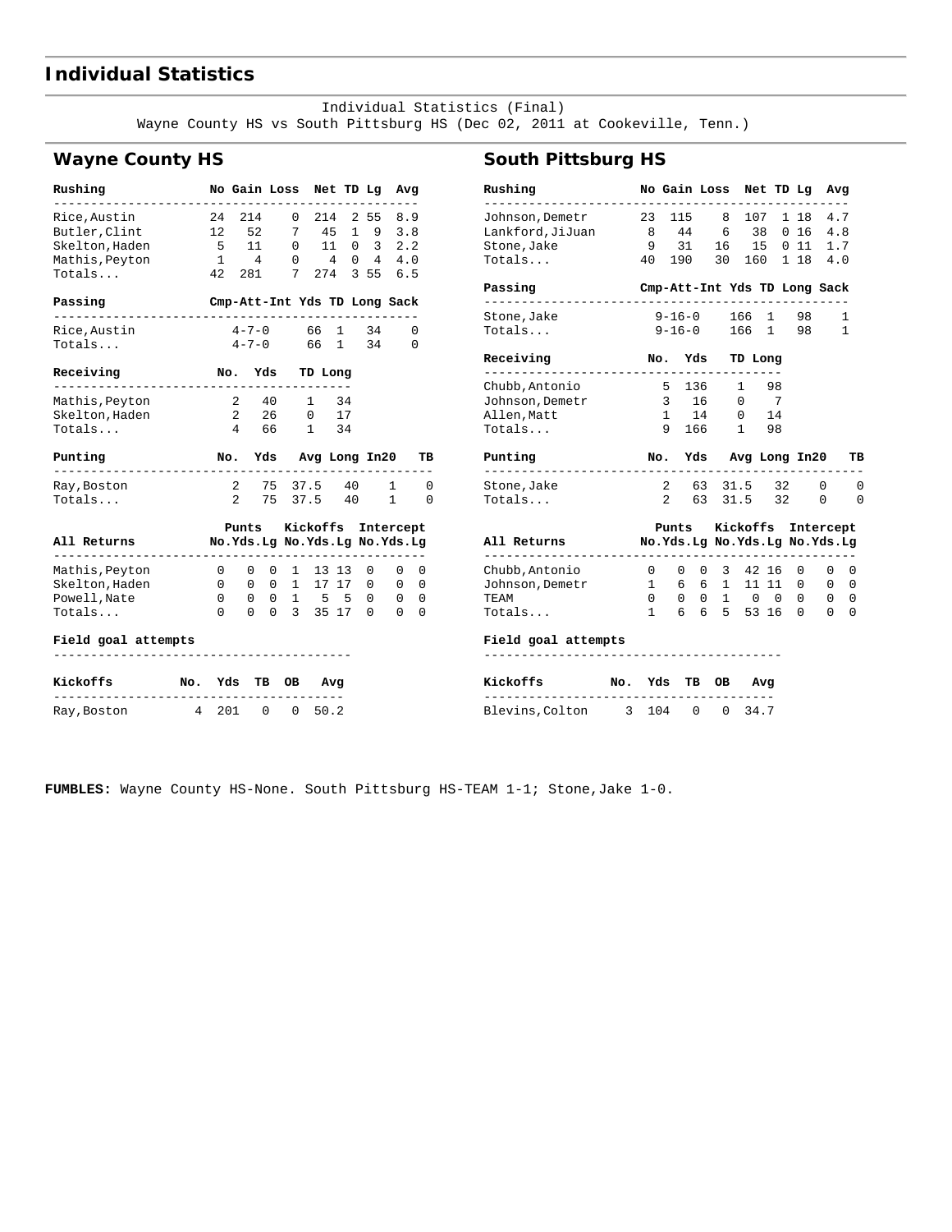# Individual Statistics

Individual Statistics (Final)
Wayne County HS vs South Pittsburg HS (Dec 02, 2011 at Cookeville, Tenn.)

## Wayne County HS

| Rushing | No | Gain | Loss | Net | TD | Lg | Avg |
|---|---|---|---|---|---|---|---|
| Rice,Austin | 24 | 214 | 0 | 214 | 2 | 55 | 8.9 |
| Butler,Clint | 12 | 52 | 7 | 45 | 1 | 9 | 3.8 |
| Skelton,Haden | 5 | 11 | 0 | 11 | 0 | 3 | 2.2 |
| Mathis,Peyton | 1 | 4 | 0 | 4 | 0 | 4 | 4.0 |
| Totals... | 42 | 281 | 7 | 274 | 3 | 55 | 6.5 |

| Passing | Cmp-Att-Int | Yds | TD | Long | Sack |
|---|---|---|---|---|---|
| Rice,Austin | 4-7-0 | 66 | 1 | 34 | 0 |
| Totals... | 4-7-0 | 66 | 1 | 34 | 0 |

| Receiving | No. | Yds | TD | Long |
|---|---|---|---|---|
| Mathis,Peyton | 2 | 40 | 1 | 34 |
| Skelton,Haden | 2 | 26 | 0 | 17 |
| Totals... | 4 | 66 | 1 | 34 |

| Punting | No. | Yds | Avg | Long | In20 | TB |
|---|---|---|---|---|---|---|
| Ray,Boston | 2 | 75 | 37.5 | 40 | 1 | 0 |
| Totals... | 2 | 75 | 37.5 | 40 | 1 | 0 |

| All Returns | Punts | | | Kickoffs | | | Intercept | | |
|---|---|---|---|---|---|---|---|---|---|
| | No. | Yds. | Lg | No. | Yds. | Lg | No. | Yds. | Lg |
| Mathis,Peyton | 0 | 0 | 0 | 1 | 13 | 13 | 0 | 0 | 0 |
| Skelton,Haden | 0 | 0 | 0 | 1 | 17 | 17 | 0 | 0 | 0 |
| Powell,Nate | 0 | 0 | 0 | 1 | 5 | 5 | 0 | 0 | 0 |
| Totals... | 0 | 0 | 0 | 3 | 35 | 17 | 0 | 0 | 0 |

**Field goal attempts**

| Kickoffs | No. | Yds | TB | OB | Avg |
|---|---|---|---|---|---|
| Ray,Boston | 4 | 201 | 0 | 0 | 50.2 |

## South Pittsburg HS

| Rushing | No | Gain | Loss | Net | TD | Lg | Avg |
|---|---|---|---|---|---|---|---|
| Johnson,Demetr | 23 | 115 | 8 | 107 | 1 | 18 | 4.7 |
| Lankford,JiJuan | 8 | 44 | 6 | 38 | 0 | 16 | 4.8 |
| Stone,Jake | 9 | 31 | 16 | 15 | 0 | 11 | 1.7 |
| Totals... | 40 | 190 | 30 | 160 | 1 | 18 | 4.0 |

| Passing | Cmp-Att-Int | Yds | TD | Long | Sack |
|---|---|---|---|---|---|
| Stone,Jake | 9-16-0 | 166 | 1 | 98 | 1 |
| Totals... | 9-16-0 | 166 | 1 | 98 | 1 |

| Receiving | No. | Yds | TD | Long |
|---|---|---|---|---|
| Chubb,Antonio | 5 | 136 | 1 | 98 |
| Johnson,Demetr | 3 | 16 | 0 | 7 |
| Allen,Matt | 1 | 14 | 0 | 14 |
| Totals... | 9 | 166 | 1 | 98 |

| Punting | No. | Yds | Avg | Long | In20 | TB |
|---|---|---|---|---|---|---|
| Stone,Jake | 2 | 63 | 31.5 | 32 | 0 | 0 |
| Totals... | 2 | 63 | 31.5 | 32 | 0 | 0 |

| All Returns | Punts | | | Kickoffs | | | Intercept | | |
|---|---|---|---|---|---|---|---|---|---|
| | No. | Yds. | Lg | No. | Yds. | Lg | No. | Yds. | Lg |
| Chubb,Antonio | 0 | 0 | 0 | 3 | 42 | 16 | 0 | 0 | 0 |
| Johnson,Demetr | 1 | 6 | 6 | 1 | 11 | 11 | 0 | 0 | 0 |
| TEAM | 0 | 0 | 0 | 1 | 0 | 0 | 0 | 0 | 0 |
| Totals... | 1 | 6 | 6 | 5 | 53 | 16 | 0 | 0 | 0 |

**Field goal attempts**

| Kickoffs | No. | Yds | TB | OB | Avg |
|---|---|---|---|---|---|
| Blevins,Colton | 3 | 104 | 0 | 0 | 34.7 |

**FUMBLES:** Wayne County HS-None. South Pittsburg HS-TEAM 1-1; Stone,Jake 1-0.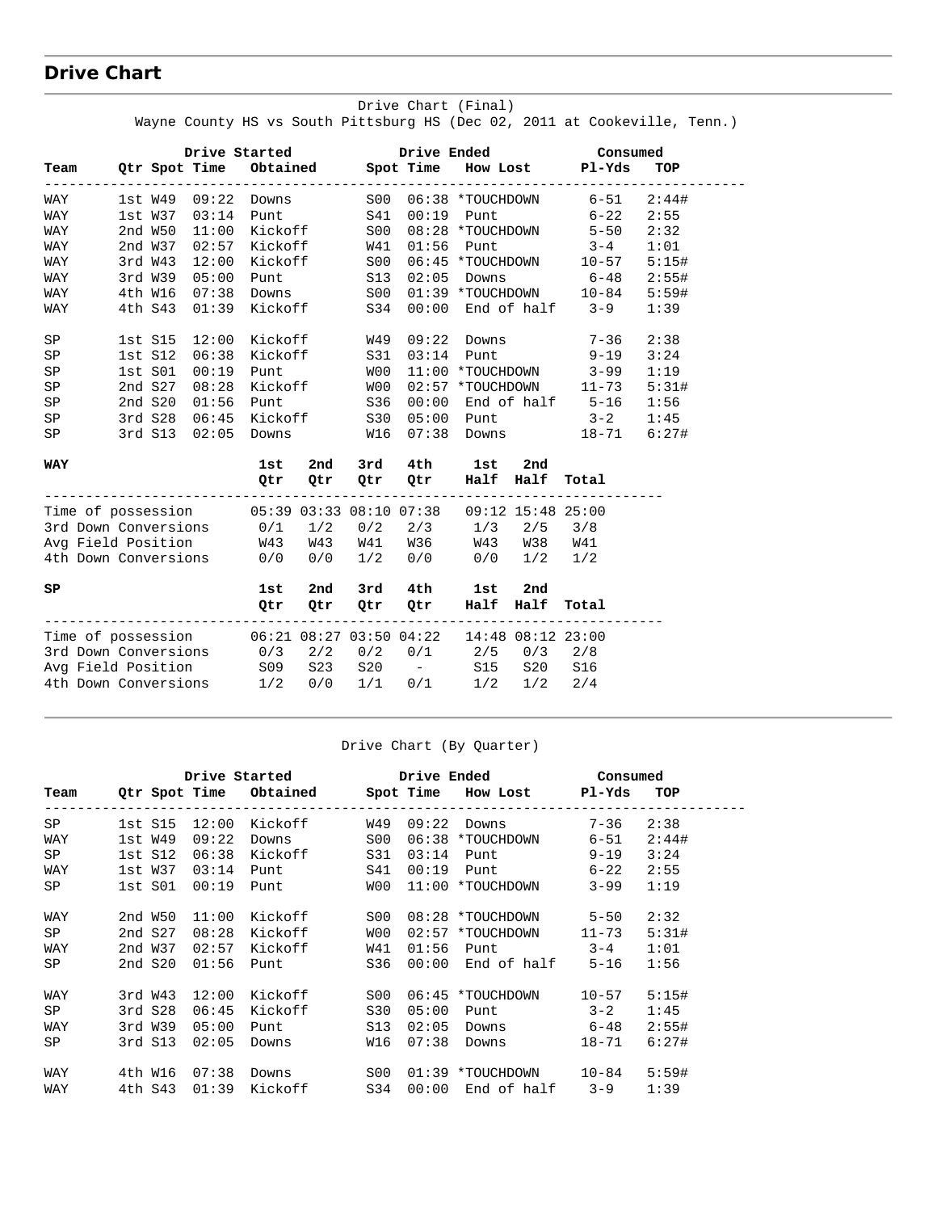## Drive Chart

Drive Chart (Final)
Wayne County HS vs South Pittsburg HS (Dec 02, 2011 at Cookeville, Tenn.)

| Team | Qtr | Drive Started Spot | Drive Started Time | Drive Started Obtained | Drive Ended Spot | Drive Ended Time | Drive Ended How Lost | Consumed Pl-Yds | Consumed TOP |
|---|---|---|---|---|---|---|---|---|---|
| WAY | 1st | W49 | 09:22 | Downs | S00 | 06:38 | *TOUCHDOWN | 6-51 | 2:44# |
| WAY | 1st | W37 | 03:14 | Punt | S41 | 00:19 | Punt | 6-22 | 2:55 |
| WAY | 2nd | W50 | 11:00 | Kickoff | S00 | 08:28 | *TOUCHDOWN | 5-50 | 2:32 |
| WAY | 2nd | W37 | 02:57 | Kickoff | W41 | 01:56 | Punt | 3-4 | 1:01 |
| WAY | 3rd | W43 | 12:00 | Kickoff | S00 | 06:45 | *TOUCHDOWN | 10-57 | 5:15# |
| WAY | 3rd | W39 | 05:00 | Punt | S13 | 02:05 | Downs | 6-48 | 2:55# |
| WAY | 4th | W16 | 07:38 | Downs | S00 | 01:39 | *TOUCHDOWN | 10-84 | 5:59# |
| WAY | 4th | S43 | 01:39 | Kickoff | S34 | 00:00 | End of half | 3-9 | 1:39 |
| SP | 1st | S15 | 12:00 | Kickoff | W49 | 09:22 | Downs | 7-36 | 2:38 |
| SP | 1st | S12 | 06:38 | Kickoff | S31 | 03:14 | Punt | 9-19 | 3:24 |
| SP | 1st | S01 | 00:19 | Punt | W00 | 11:00 | *TOUCHDOWN | 3-99 | 1:19 |
| SP | 2nd | S27 | 08:28 | Kickoff | W00 | 02:57 | *TOUCHDOWN | 11-73 | 5:31# |
| SP | 2nd | S20 | 01:56 | Punt | S36 | 00:00 | End of half | 5-16 | 1:56 |
| SP | 3rd | S28 | 06:45 | Kickoff | S30 | 05:00 | Punt | 3-2 | 1:45 |
| SP | 3rd | S13 | 02:05 | Downs | W16 | 07:38 | Downs | 18-71 | 6:27# |

| WAY | 1st Qtr | 2nd Qtr | 3rd Qtr | 4th Qtr | 1st Half | 2nd Half | Total |
|---|---|---|---|---|---|---|---|
| Time of possession | 05:39 | 03:33 | 08:10 | 07:38 | 09:12 | 15:48 | 25:00 |
| 3rd Down Conversions | 0/1 | 1/2 | 0/2 | 2/3 | 1/3 | 2/5 | 3/8 |
| Avg Field Position | W43 | W43 | W41 | W36 | W43 | W38 | W41 |
| 4th Down Conversions | 0/0 | 0/0 | 1/2 | 0/0 | 0/0 | 1/2 | 1/2 |

| SP | 1st Qtr | 2nd Qtr | 3rd Qtr | 4th Qtr | 1st Half | 2nd Half | Total |
|---|---|---|---|---|---|---|---|
| Time of possession | 06:21 | 08:27 | 03:50 | 04:22 | 14:48 | 08:12 | 23:00 |
| 3rd Down Conversions | 0/3 | 2/2 | 0/2 | 0/1 | 2/5 | 0/3 | 2/8 |
| Avg Field Position | S09 | S23 | S20 | - | S15 | S20 | S16 |
| 4th Down Conversions | 1/2 | 0/0 | 1/1 | 0/1 | 1/2 | 1/2 | 2/4 |

Drive Chart (By Quarter)

| Team | Qtr | Drive Started Spot | Drive Started Time | Drive Started Obtained | Drive Ended Spot | Drive Ended Time | Drive Ended How Lost | Consumed Pl-Yds | Consumed TOP |
|---|---|---|---|---|---|---|---|---|---|
| SP | 1st | S15 | 12:00 | Kickoff | W49 | 09:22 | Downs | 7-36 | 2:38 |
| WAY | 1st | W49 | 09:22 | Downs | S00 | 06:38 | *TOUCHDOWN | 6-51 | 2:44# |
| SP | 1st | S12 | 06:38 | Kickoff | S31 | 03:14 | Punt | 9-19 | 3:24 |
| WAY | 1st | W37 | 03:14 | Punt | S41 | 00:19 | Punt | 6-22 | 2:55 |
| SP | 1st | S01 | 00:19 | Punt | W00 | 11:00 | *TOUCHDOWN | 3-99 | 1:19 |
| WAY | 2nd | W50 | 11:00 | Kickoff | S00 | 08:28 | *TOUCHDOWN | 5-50 | 2:32 |
| SP | 2nd | S27 | 08:28 | Kickoff | W00 | 02:57 | *TOUCHDOWN | 11-73 | 5:31# |
| WAY | 2nd | W37 | 02:57 | Kickoff | W41 | 01:56 | Punt | 3-4 | 1:01 |
| SP | 2nd | S20 | 01:56 | Punt | S36 | 00:00 | End of half | 5-16 | 1:56 |
| WAY | 3rd | W43 | 12:00 | Kickoff | S00 | 06:45 | *TOUCHDOWN | 10-57 | 5:15# |
| SP | 3rd | S28 | 06:45 | Kickoff | S30 | 05:00 | Punt | 3-2 | 1:45 |
| WAY | 3rd | W39 | 05:00 | Punt | S13 | 02:05 | Downs | 6-48 | 2:55# |
| SP | 3rd | S13 | 02:05 | Downs | W16 | 07:38 | Downs | 18-71 | 6:27# |
| WAY | 4th | W16 | 07:38 | Downs | S00 | 01:39 | *TOUCHDOWN | 10-84 | 5:59# |
| WAY | 4th | S43 | 01:39 | Kickoff | S34 | 00:00 | End of half | 3-9 | 1:39 |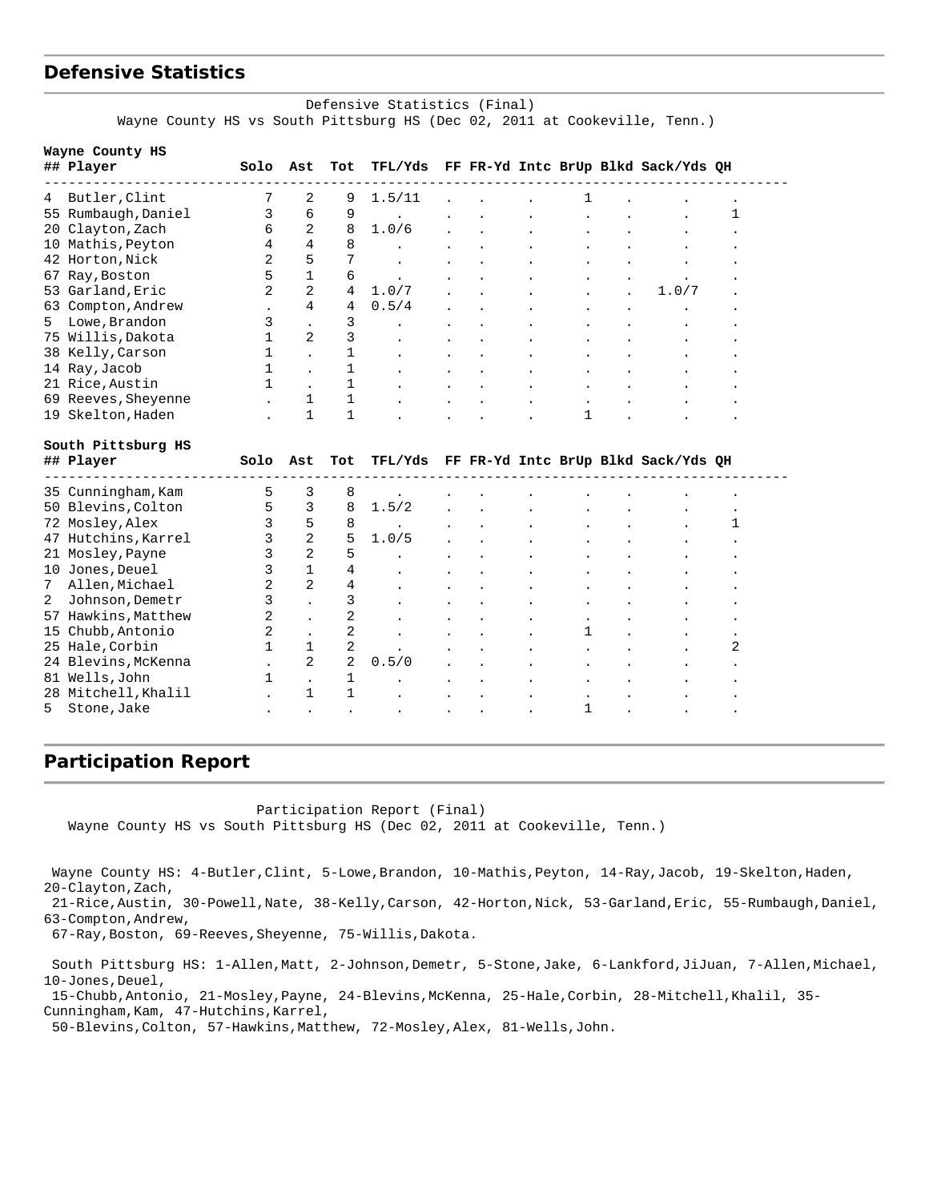## Defensive Statistics

Defensive Statistics (Final)
Wayne County HS vs South Pittsburg HS (Dec 02, 2011 at Cookeville, Tenn.)

**Wayne County HS**

| ## | Player | Solo | Ast | Tot | TFL/Yds | FF | FR-Yd | Intc | BrUp | Blkd | Sack/Yds | QH |
|---|---|---|---|---|---|---|---|---|---|---|---|---|
| 4 | Butler,Clint | 7 | 2 | 9 | 1.5/11 | . | . | . | 1 | . | . | . |
| 55 | Rumbaugh,Daniel | 3 | 6 | 9 | . | . | . | . | . | . | . | 1 |
| 20 | Clayton,Zach | 6 | 2 | 8 | 1.0/6 | . | . | . | . | . | . | . |
| 10 | Mathis,Peyton | 4 | 4 | 8 | . | . | . | . | . | . | . | . |
| 42 | Horton,Nick | 2 | 5 | 7 | . | . | . | . | . | . | . | . |
| 67 | Ray,Boston | 5 | 1 | 6 | . | . | . | . | . | . | . | . |
| 53 | Garland,Eric | 2 | 2 | 4 | 1.0/7 | . | . | . | . | . | 1.0/7 | . |
| 63 | Compton,Andrew | . | 4 | 4 | 0.5/4 | . | . | . | . | . | . | . |
| 5 | Lowe,Brandon | 3 | . | 3 | . | . | . | . | . | . | . | . |
| 75 | Willis,Dakota | 1 | 2 | 3 | . | . | . | . | . | . | . | . |
| 38 | Kelly,Carson | 1 | . | 1 | . | . | . | . | . | . | . | . |
| 14 | Ray,Jacob | 1 | . | 1 | . | . | . | . | . | . | . | . |
| 21 | Rice,Austin | 1 | . | 1 | . | . | . | . | . | . | . | . |
| 69 | Reeves,Sheyenne | . | 1 | 1 | . | . | . | . | . | . | . | . |
| 19 | Skelton,Haden | . | 1 | 1 | . | . | . | . | 1 | . | . | . |

**South Pittsburg HS**

| ## | Player | Solo | Ast | Tot | TFL/Yds | FF | FR-Yd | Intc | BrUp | Blkd | Sack/Yds | QH |
|---|---|---|---|---|---|---|---|---|---|---|---|---|
| 35 | Cunningham,Kam | 5 | 3 | 8 | . | . | . | . | . | . | . | . |
| 50 | Blevins,Colton | 5 | 3 | 8 | 1.5/2 | . | . | . | . | . | . | . |
| 72 | Mosley,Alex | 3 | 5 | 8 | . | . | . | . | . | . | . | 1 |
| 47 | Hutchins,Karrel | 3 | 2 | 5 | 1.0/5 | . | . | . | . | . | . | . |
| 21 | Mosley,Payne | 3 | 2 | 5 | . | . | . | . | . | . | . | . |
| 10 | Jones,Deuel | 3 | 1 | 4 | . | . | . | . | . | . | . | . |
| 7 | Allen,Michael | 2 | 2 | 4 | . | . | . | . | . | . | . | . |
| 2 | Johnson,Demetr | 3 | . | 3 | . | . | . | . | . | . | . | . |
| 57 | Hawkins,Matthew | 2 | . | 2 | . | . | . | . | . | . | . | . |
| 15 | Chubb,Antonio | 2 | . | 2 | . | . | . | . | 1 | . | . | . |
| 25 | Hale,Corbin | 1 | 1 | 2 | . | . | . | . | . | . | . | 2 |
| 24 | Blevins,McKenna | . | 2 | 2 | 0.5/0 | . | . | . | . | . | . | . |
| 81 | Wells,John | 1 | . | 1 | . | . | . | . | . | . | . | . |
| 28 | Mitchell,Khalil | . | 1 | 1 | . | . | . | . | . | . | . | . |
| 5 | Stone,Jake | . | . | . | . | . | . | . | 1 | . | . | . |

## Participation Report

Participation Report (Final)
Wayne County HS vs South Pittsburg HS (Dec 02, 2011 at Cookeville, Tenn.)

Wayne County HS: 4-Butler,Clint, 5-Lowe,Brandon, 10-Mathis,Peyton, 14-Ray,Jacob, 19-Skelton,Haden, 20-Clayton,Zach, 21-Rice,Austin, 30-Powell,Nate, 38-Kelly,Carson, 42-Horton,Nick, 53-Garland,Eric, 55-Rumbaugh,Daniel, 63-Compton,Andrew, 67-Ray,Boston, 69-Reeves,Sheyenne, 75-Willis,Dakota.

South Pittsburg HS: 1-Allen,Matt, 2-Johnson,Demetr, 5-Stone,Jake, 6-Lankford,JiJuan, 7-Allen,Michael, 10-Jones,Deuel, 15-Chubb,Antonio, 21-Mosley,Payne, 24-Blevins,McKenna, 25-Hale,Corbin, 28-Mitchell,Khalil, 35-Cunningham,Kam, 47-Hutchins,Karrel, 50-Blevins,Colton, 57-Hawkins,Matthew, 72-Mosley,Alex, 81-Wells,John.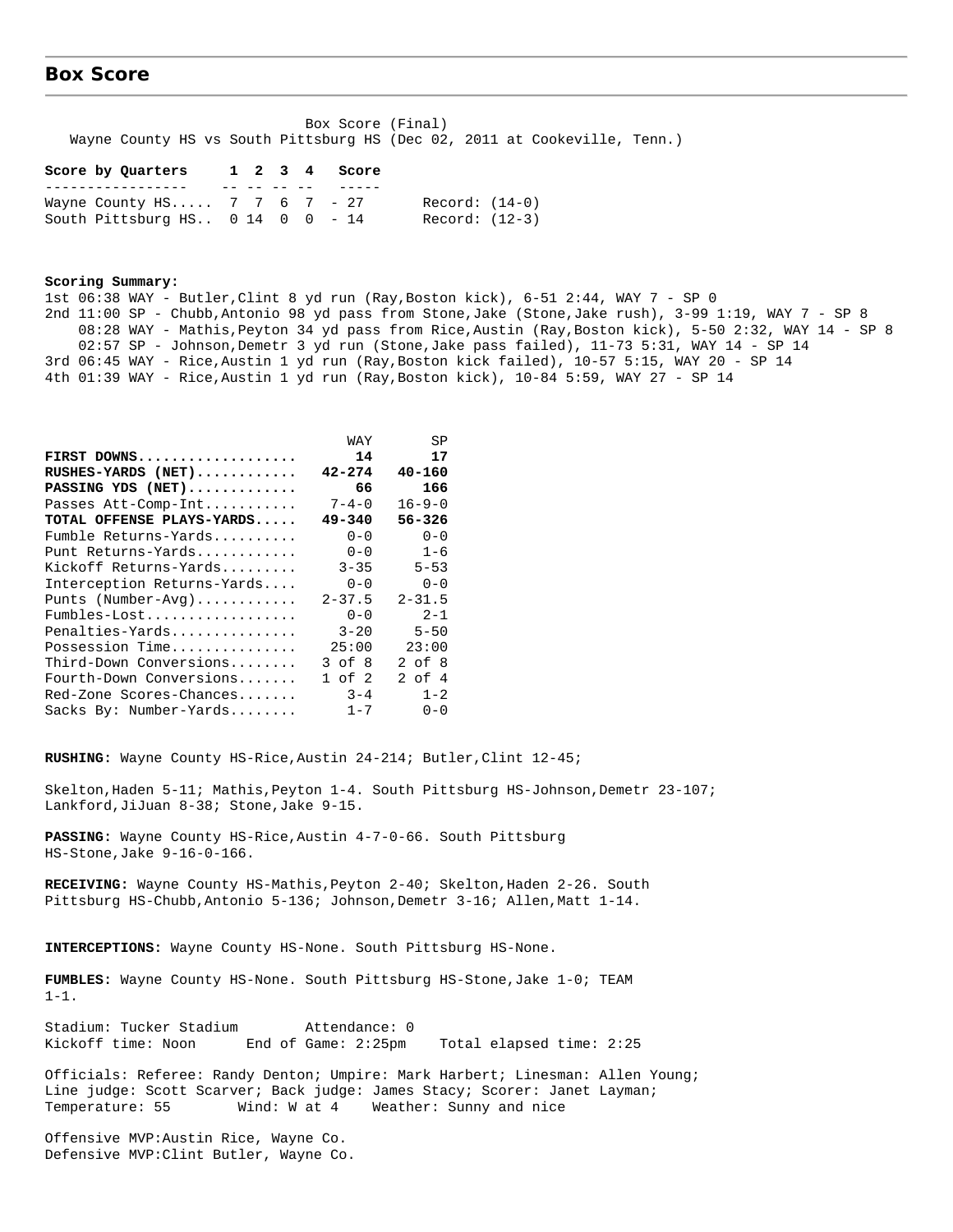## Box Score

Box Score (Final)
Wayne County HS vs South Pittsburg HS (Dec 02, 2011 at Cookeville, Tenn.)

| Score by Quarters | 1 | 2 | 3 | 4 | Score | |
|---|---|---|---|---|---|---|
| Wayne County HS..... | 7 | 7 | 6 | 7 | 27 | Record: (14-0) |
| South Pittsburg HS.. | 0 | 14 | 0 | 0 | 14 | Record: (12-3) |

**Scoring Summary:**

1st 06:38 WAY - Butler,Clint 8 yd run (Ray,Boston kick), 6-51 2:44, WAY 7 - SP 0
2nd 11:00 SP - Chubb,Antonio 98 yd pass from Stone,Jake (Stone,Jake rush), 3-99 1:19, WAY 7 - SP 8
08:28 WAY - Mathis,Peyton 34 yd pass from Rice,Austin (Ray,Boston kick), 5-50 2:32, WAY 14 - SP 8
02:57 SP - Johnson,Demetr 3 yd run (Stone,Jake pass failed), 11-73 5:31, WAY 14 - SP 14
3rd 06:45 WAY - Rice,Austin 1 yd run (Ray,Boston kick failed), 10-57 5:15, WAY 20 - SP 14
4th 01:39 WAY - Rice,Austin 1 yd run (Ray,Boston kick), 10-84 5:59, WAY 27 - SP 14

| | WAY | SP |
|---|---|---|
| **FIRST DOWNS** | **14** | **17** |
| **RUSHES-YARDS (NET)** | **42-274** | **40-160** |
| **PASSING YDS (NET)** | **66** | **166** |
| Passes Att-Comp-Int | 7-4-0 | 16-9-0 |
| **TOTAL OFFENSE PLAYS-YARDS** | **49-340** | **56-326** |
| Fumble Returns-Yards | 0-0 | 0-0 |
| Punt Returns-Yards | 0-0 | 1-6 |
| Kickoff Returns-Yards | 3-35 | 5-53 |
| Interception Returns-Yards | 0-0 | 0-0 |
| Punts (Number-Avg) | 2-37.5 | 2-31.5 |
| Fumbles-Lost | 0-0 | 2-1 |
| Penalties-Yards | 3-20 | 5-50 |
| Possession Time | 25:00 | 23:00 |
| Third-Down Conversions | 3 of 8 | 2 of 8 |
| Fourth-Down Conversions | 1 of 2 | 2 of 4 |
| Red-Zone Scores-Chances | 3-4 | 1-2 |
| Sacks By: Number-Yards | 1-7 | 0-0 |

**RUSHING:** Wayne County HS-Rice,Austin 24-214; Butler,Clint 12-45;

Skelton,Haden 5-11; Mathis,Peyton 1-4. South Pittsburg HS-Johnson,Demetr 23-107; Lankford,JiJuan 8-38; Stone,Jake 9-15.

**PASSING:** Wayne County HS-Rice,Austin 4-7-0-66. South Pittsburg HS-Stone,Jake 9-16-0-166.

**RECEIVING:** Wayne County HS-Mathis,Peyton 2-40; Skelton,Haden 2-26. South Pittsburg HS-Chubb,Antonio 5-136; Johnson,Demetr 3-16; Allen,Matt 1-14.

**INTERCEPTIONS:** Wayne County HS-None. South Pittsburg HS-None.

**FUMBLES:** Wayne County HS-None. South Pittsburg HS-Stone,Jake 1-0; TEAM 1-1.

Stadium: Tucker Stadium Attendance: 0
Kickoff time: Noon End of Game: 2:25pm Total elapsed time: 2:25

Officials: Referee: Randy Denton; Umpire: Mark Harbert; Linesman: Allen Young; Line judge: Scott Scarver; Back judge: James Stacy; Scorer: Janet Layman;
Temperature: 55 Wind: W at 4 Weather: Sunny and nice

Offensive MVP:Austin Rice, Wayne Co.
Defensive MVP:Clint Butler, Wayne Co.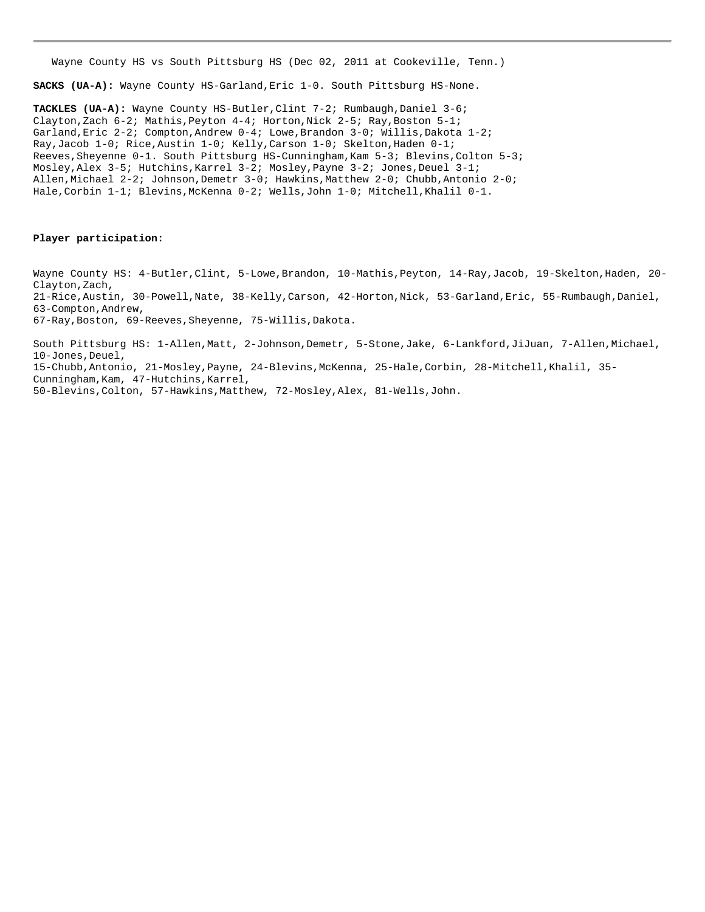Wayne County HS vs South Pittsburg HS (Dec 02, 2011 at Cookeville, Tenn.)

**SACKS (UA-A):** Wayne County HS-Garland,Eric 1-0. South Pittsburg HS-None.

**TACKLES (UA-A):** Wayne County HS-Butler,Clint 7-2; Rumbaugh,Daniel 3-6; Clayton,Zach 6-2; Mathis,Peyton 4-4; Horton,Nick 2-5; Ray,Boston 5-1; Garland,Eric 2-2; Compton,Andrew 0-4; Lowe,Brandon 3-0; Willis,Dakota 1-2; Ray,Jacob 1-0; Rice,Austin 1-0; Kelly,Carson 1-0; Skelton,Haden 0-1; Reeves,Sheyenne 0-1. South Pittsburg HS-Cunningham,Kam 5-3; Blevins,Colton 5-3; Mosley,Alex 3-5; Hutchins,Karrel 3-2; Mosley,Payne 3-2; Jones,Deuel 3-1; Allen,Michael 2-2; Johnson,Demetr 3-0; Hawkins,Matthew 2-0; Chubb,Antonio 2-0; Hale,Corbin 1-1; Blevins,McKenna 0-2; Wells,John 1-0; Mitchell,Khalil 0-1.

**Player participation:**

Wayne County HS: 4-Butler,Clint, 5-Lowe,Brandon, 10-Mathis,Peyton, 14-Ray,Jacob, 19-Skelton,Haden, 20-Clayton,Zach,
21-Rice,Austin, 30-Powell,Nate, 38-Kelly,Carson, 42-Horton,Nick, 53-Garland,Eric, 55-Rumbaugh,Daniel, 63-Compton,Andrew,
67-Ray,Boston, 69-Reeves,Sheyenne, 75-Willis,Dakota.

South Pittsburg HS: 1-Allen,Matt, 2-Johnson,Demetr, 5-Stone,Jake, 6-Lankford,JiJuan, 7-Allen,Michael, 10-Jones,Deuel,
15-Chubb,Antonio, 21-Mosley,Payne, 24-Blevins,McKenna, 25-Hale,Corbin, 28-Mitchell,Khalil, 35-Cunningham,Kam, 47-Hutchins,Karrel,
50-Blevins,Colton, 57-Hawkins,Matthew, 72-Mosley,Alex, 81-Wells,John.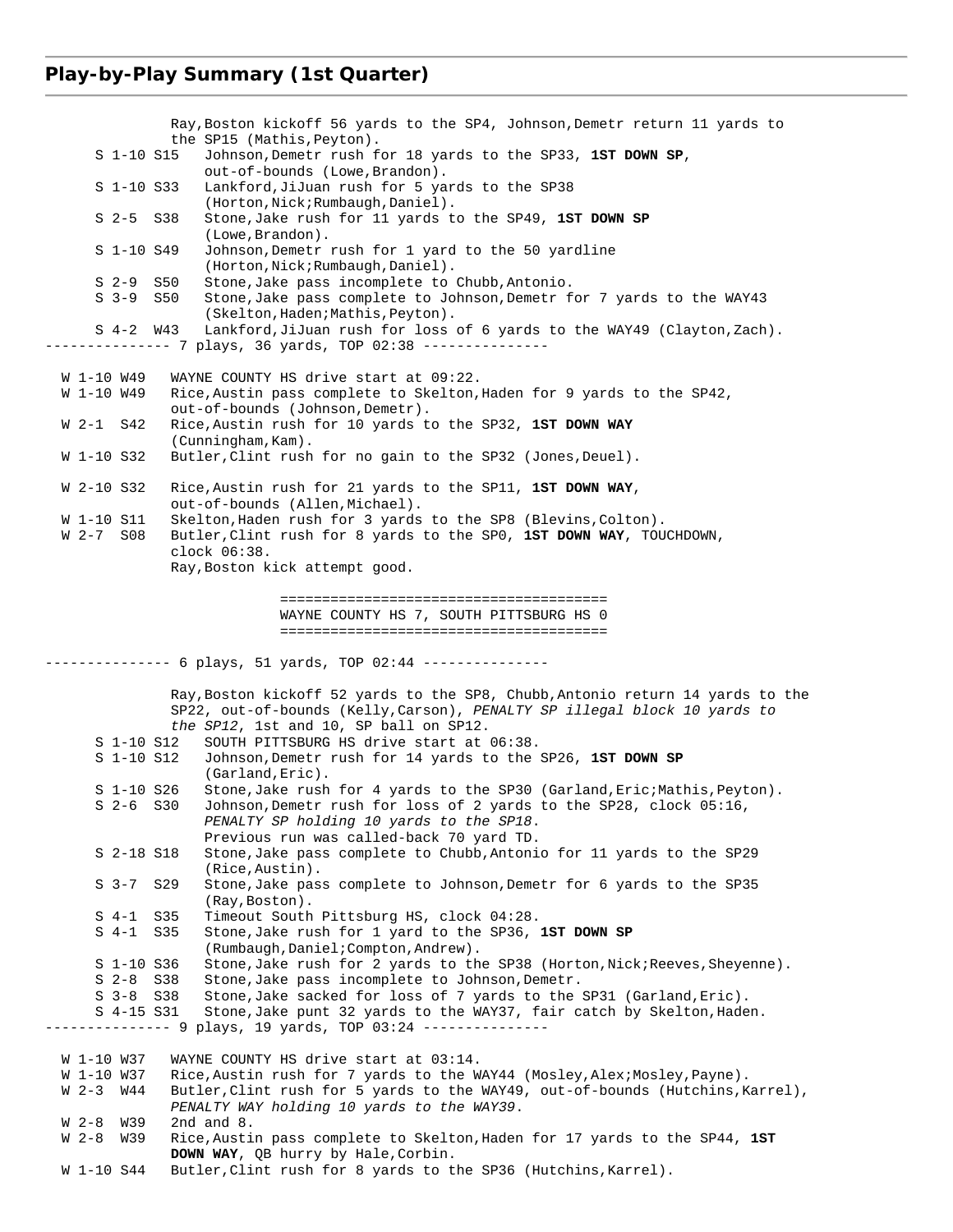## Play-by-Play Summary (1st Quarter)

```
              Ray,Boston kickoff 56 yards to the SP4, Johnson,Demetr return 11 yards to
              the SP15 (Mathis,Peyton).
     S 1-10 S15   Johnson,Demetr rush for 18 yards to the SP33, 1ST DOWN SP,
                  out-of-bounds (Lowe,Brandon).
     S 1-10 S33   Lankford,JiJuan rush for 5 yards to the SP38
                  (Horton,Nick;Rumbaugh,Daniel).
     S 2-5  S38   Stone,Jake rush for 11 yards to the SP49, 1ST DOWN SP
                  (Lowe,Brandon).
     S 1-10 S49   Johnson,Demetr rush for 1 yard to the 50 yardline
                  (Horton,Nick;Rumbaugh,Daniel).
     S 2-9  S50   Stone,Jake pass incomplete to Chubb,Antonio.
     S 3-9  S50   Stone,Jake pass complete to Johnson,Demetr for 7 yards to the WAY43
                  (Skelton,Haden;Mathis,Peyton).
     S 4-2  W43   Lankford,JiJuan rush for loss of 6 yards to the WAY49 (Clayton,Zach).
--------------- 7 plays, 36 yards, TOP 02:38 ---------------

  W 1-10 W49   WAYNE COUNTY HS drive start at 09:22.
  W 1-10 W49   Rice,Austin pass complete to Skelton,Haden for 9 yards to the SP42,
               out-of-bounds (Johnson,Demetr).
  W 2-1  S42   Rice,Austin rush for 10 yards to the SP32, 1ST DOWN WAY
               (Cunningham,Kam).
  W 1-10 S32   Butler,Clint rush for no gain to the SP32 (Jones,Deuel).

  W 2-10 S32   Rice,Austin rush for 21 yards to the SP11, 1ST DOWN WAY,
               out-of-bounds (Allen,Michael).
  W 1-10 S11   Skelton,Haden rush for 3 yards to the SP8 (Blevins,Colton).
  W 2-7  S08   Butler,Clint rush for 8 yards to the SP0, 1ST DOWN WAY, TOUCHDOWN,
               clock 06:38.
               Ray,Boston kick attempt good.

                                 ======================================
                                 WAYNE COUNTY HS 7, SOUTH PITTSBURG HS 0
                                 ======================================

--------------- 6 plays, 51 yards, TOP 02:44 ---------------

              Ray,Boston kickoff 52 yards to the SP8, Chubb,Antonio return 14 yards to the
              SP22, out-of-bounds (Kelly,Carson), PENALTY SP illegal block 10 yards to
              the SP12, 1st and 10, SP ball on SP12.
     S 1-10 S12   SOUTH PITTSBURG HS drive start at 06:38.
     S 1-10 S12   Johnson,Demetr rush for 14 yards to the SP26, 1ST DOWN SP
                  (Garland,Eric).
     S 1-10 S26   Stone,Jake rush for 4 yards to the SP30 (Garland,Eric;Mathis,Peyton).
     S 2-6  S30   Johnson,Demetr rush for loss of 2 yards to the SP28, clock 05:16,
                  PENALTY SP holding 10 yards to the SP18.
                  Previous run was called-back 70 yard TD.
     S 2-18 S18   Stone,Jake pass complete to Chubb,Antonio for 11 yards to the SP29
                  (Rice,Austin).
     S 3-7  S29   Stone,Jake pass complete to Johnson,Demetr for 6 yards to the SP35
                  (Ray,Boston).
     S 4-1  S35   Timeout South Pittsburg HS, clock 04:28.
     S 4-1  S35   Stone,Jake rush for 1 yard to the SP36, 1ST DOWN SP
                  (Rumbaugh,Daniel;Compton,Andrew).
     S 1-10 S36   Stone,Jake rush for 2 yards to the SP38 (Horton,Nick;Reeves,Sheyenne).
     S 2-8  S38   Stone,Jake pass incomplete to Johnson,Demetr.
     S 3-8  S38   Stone,Jake sacked for loss of 7 yards to the SP31 (Garland,Eric).
     S 4-15 S31   Stone,Jake punt 32 yards to the WAY37, fair catch by Skelton,Haden.
--------------- 9 plays, 19 yards, TOP 03:24 ---------------

  W 1-10 W37   WAYNE COUNTY HS drive start at 03:14.
  W 1-10 W37   Rice,Austin rush for 7 yards to the WAY44 (Mosley,Alex;Mosley,Payne).
  W 2-3  W44   Butler,Clint rush for 5 yards to the WAY49, out-of-bounds (Hutchins,Karrel),
               PENALTY WAY holding 10 yards to the WAY39.
  W 2-8  W39   2nd and 8.
  W 2-8  W39   Rice,Austin pass complete to Skelton,Haden for 17 yards to the SP44, 1ST
               DOWN WAY, QB hurry by Hale,Corbin.
  W 1-10 S44   Butler,Clint rush for 8 yards to the SP36 (Hutchins,Karrel).
```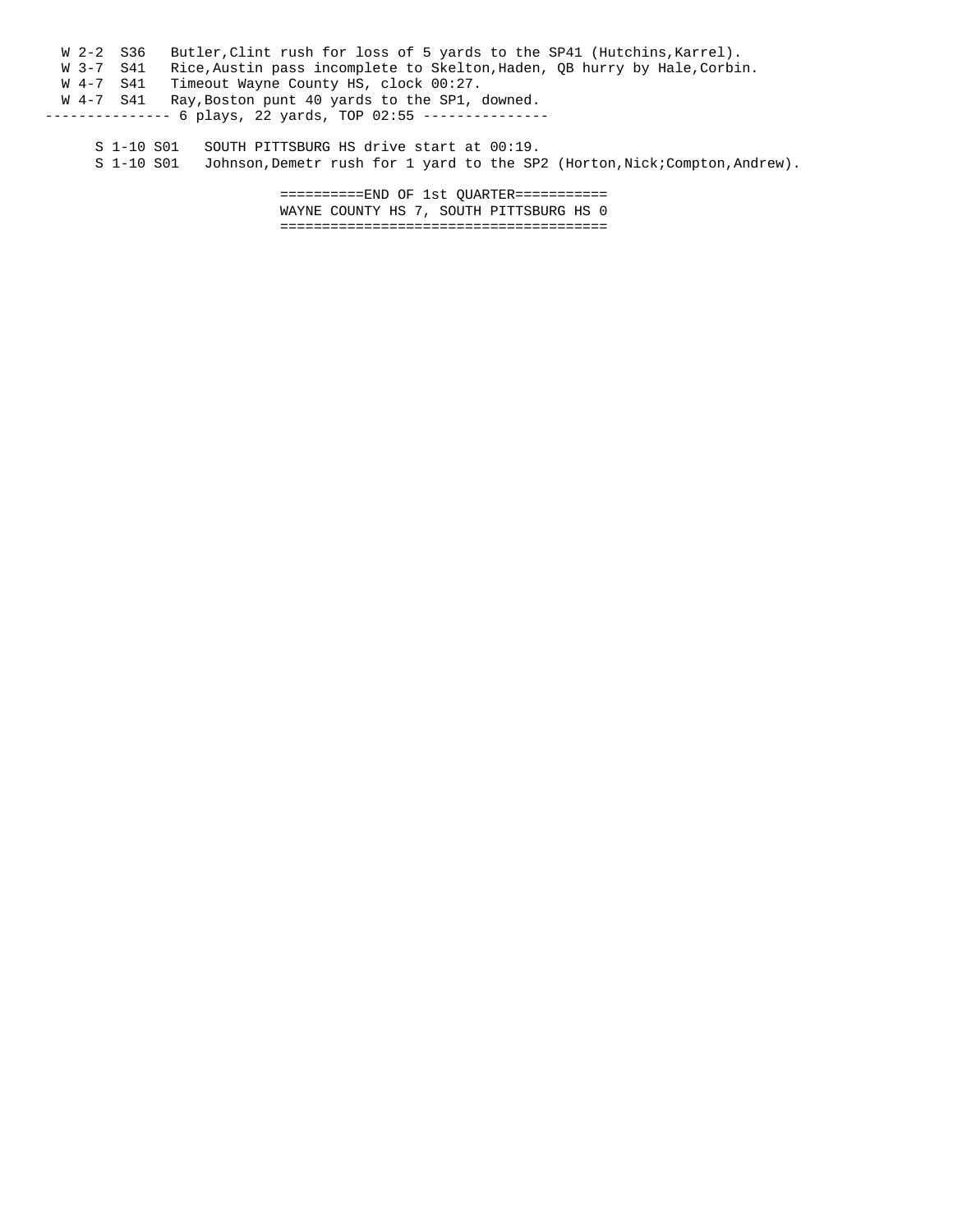```
  W 2-2  S36   Butler,Clint rush for loss of 5 yards to the SP41 (Hutchins,Karrel).
  W 3-7  S41   Rice,Austin pass incomplete to Skelton,Haden, QB hurry by Hale,Corbin.
  W 4-7  S41   Timeout Wayne County HS, clock 00:27.
  W 4-7  S41   Ray,Boston punt 40 yards to the SP1, downed.
--------------- 6 plays, 22 yards, TOP 02:55 ---------------

     S 1-10 S01   SOUTH PITTSBURG HS drive start at 00:19.
     S 1-10 S01   Johnson,Demetr rush for 1 yard to the SP2 (Horton,Nick;Compton,Andrew).

                          ==========END OF 1st QUARTER===========
                          WAYNE COUNTY HS 7, SOUTH PITTSBURG HS 0
                          =======================================
```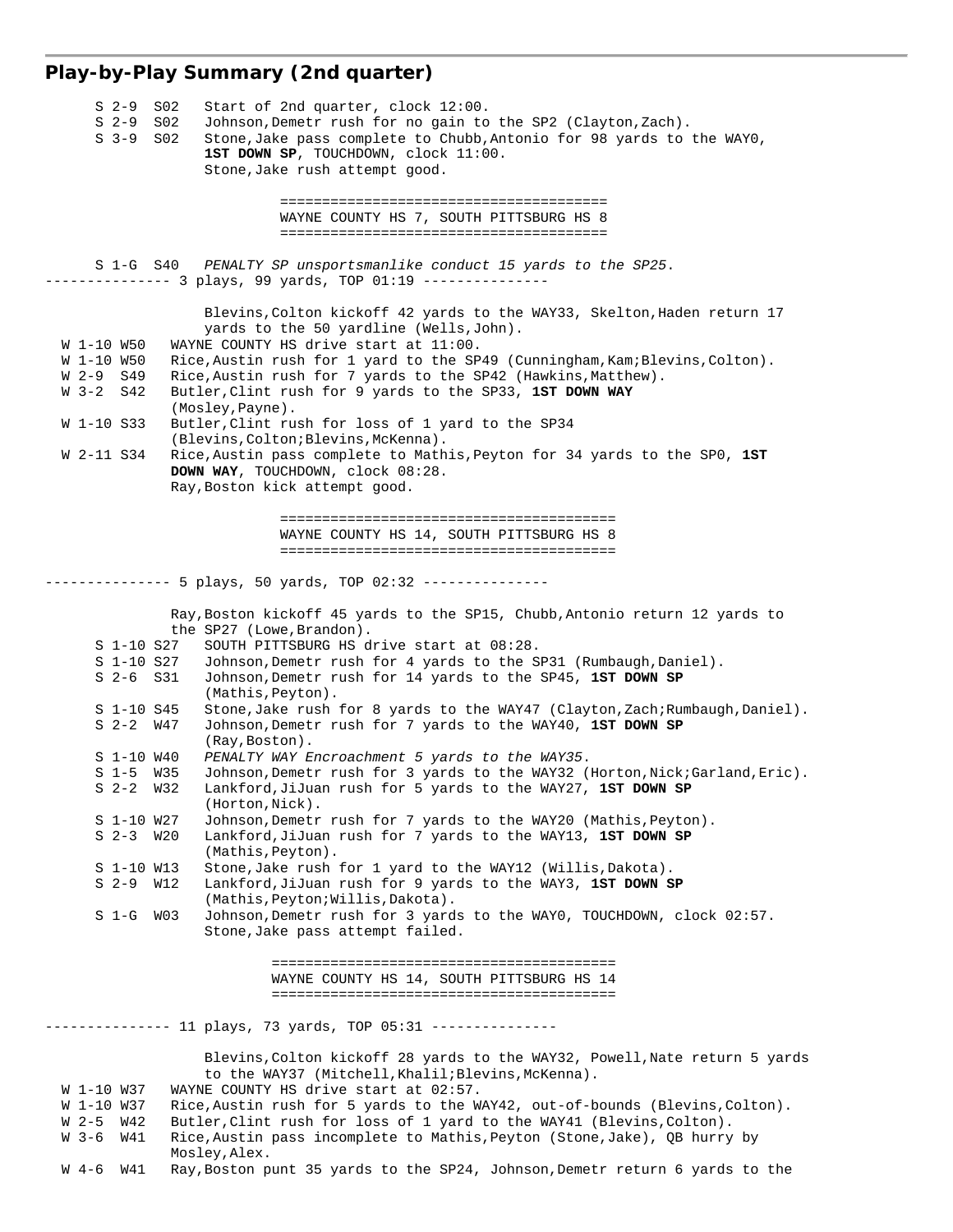## Play-by-Play Summary (2nd quarter)

```
     S 2-9  S02   Start of 2nd quarter, clock 12:00.
     S 2-9  S02   Johnson,Demetr rush for no gain to the SP2 (Clayton,Zach).
     S 3-9  S02   Stone,Jake pass complete to Chubb,Antonio for 98 yards to the WAY0,
                  1ST DOWN SP, TOUCHDOWN, clock 11:00.
                  Stone,Jake rush attempt good.

                         ======================================
                         WAYNE COUNTY HS 7, SOUTH PITTSBURG HS 8
                         ======================================

     S 1-G  S40   PENALTY SP unsportsmanlike conduct 15 yards to the SP25.
--------------- 3 plays, 99 yards, TOP 01:19 ---------------

                  Blevins,Colton kickoff 42 yards to the WAY33, Skelton,Haden return 17
                  yards to the 50 yardline (Wells,John).
  W 1-10 W50   WAYNE COUNTY HS drive start at 11:00.
  W 1-10 W50   Rice,Austin rush for 1 yard to the SP49 (Cunningham,Kam;Blevins,Colton).
  W 2-9  S49   Rice,Austin rush for 7 yards to the SP42 (Hawkins,Matthew).
  W 3-2  S42   Butler,Clint rush for 9 yards to the SP33, 1ST DOWN WAY
               (Mosley,Payne).
  W 1-10 S33   Butler,Clint rush for loss of 1 yard to the SP34
               (Blevins,Colton;Blevins,McKenna).
  W 2-11 S34   Rice,Austin pass complete to Mathis,Peyton for 34 yards to the SP0, 1ST
               DOWN WAY, TOUCHDOWN, clock 08:28.
               Ray,Boston kick attempt good.

                         =======================================
                         WAYNE COUNTY HS 14, SOUTH PITTSBURG HS 8
                         =======================================

--------------- 5 plays, 50 yards, TOP 02:32 ---------------

               Ray,Boston kickoff 45 yards to the SP15, Chubb,Antonio return 12 yards to
               the SP27 (Lowe,Brandon).
     S 1-10 S27   SOUTH PITTSBURG HS drive start at 08:28.
     S 1-10 S27   Johnson,Demetr rush for 4 yards to the SP31 (Rumbaugh,Daniel).
     S 2-6  S31   Johnson,Demetr rush for 14 yards to the SP45, 1ST DOWN SP
                  (Mathis,Peyton).
     S 1-10 S45   Stone,Jake rush for 8 yards to the WAY47 (Clayton,Zach;Rumbaugh,Daniel).
     S 2-2  W47   Johnson,Demetr rush for 7 yards to the WAY40, 1ST DOWN SP
                  (Ray,Boston).
     S 1-10 W40   PENALTY WAY Encroachment 5 yards to the WAY35.
     S 1-5  W35   Johnson,Demetr rush for 3 yards to the WAY32 (Horton,Nick;Garland,Eric).
     S 2-2  W32   Lankford,JiJuan rush for 5 yards to the WAY27, 1ST DOWN SP
                  (Horton,Nick).
     S 1-10 W27   Johnson,Demetr rush for 7 yards to the WAY20 (Mathis,Peyton).
     S 2-3  W20   Lankford,JiJuan rush for 7 yards to the WAY13, 1ST DOWN SP
                  (Mathis,Peyton).
     S 1-10 W13   Stone,Jake rush for 1 yard to the WAY12 (Willis,Dakota).
     S 2-9  W12   Lankford,JiJuan rush for 9 yards to the WAY3, 1ST DOWN SP
                  (Mathis,Peyton;Willis,Dakota).
     S 1-G  W03   Johnson,Demetr rush for 3 yards to the WAY0, TOUCHDOWN, clock 02:57.
                  Stone,Jake pass attempt failed.

                        ========================================
                        WAYNE COUNTY HS 14, SOUTH PITTSBURG HS 14
                        ========================================

--------------- 11 plays, 73 yards, TOP 05:31 ---------------

                  Blevins,Colton kickoff 28 yards to the WAY32, Powell,Nate return 5 yards
                  to the WAY37 (Mitchell,Khalil;Blevins,McKenna).
  W 1-10 W37   WAYNE COUNTY HS drive start at 02:57.
  W 1-10 W37   Rice,Austin rush for 5 yards to the WAY42, out-of-bounds (Blevins,Colton).
  W 2-5  W42   Butler,Clint rush for loss of 1 yard to the WAY41 (Blevins,Colton).
  W 3-6  W41   Rice,Austin pass incomplete to Mathis,Peyton (Stone,Jake), QB hurry by
               Mosley,Alex.
  W 4-6  W41   Ray,Boston punt 35 yards to the SP24, Johnson,Demetr return 6 yards to the
```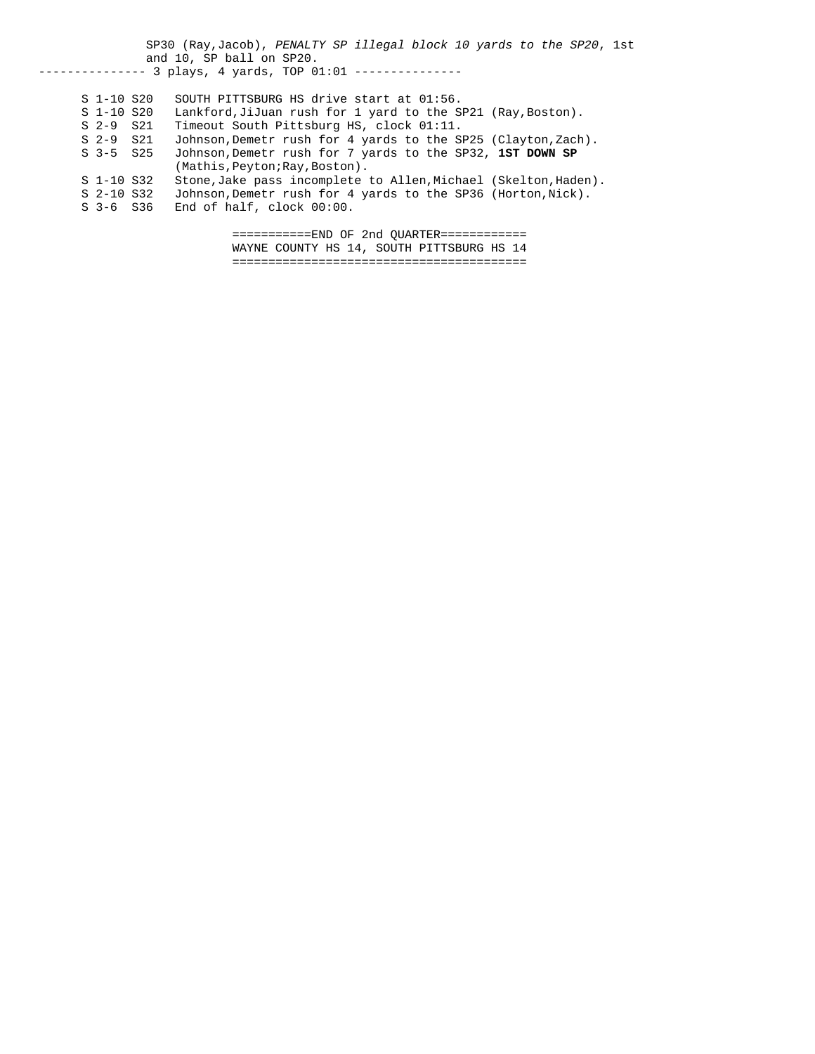SP30 (Ray,Jacob), *PENALTY SP illegal block 10 yards to the SP20*, 1st and 10, SP ball on SP20.

--------------- 3 plays, 4 yards, TOP 01:01 ---------------

| | |
|---|---|
| S 1-10 S20 | SOUTH PITTSBURG HS drive start at 01:56. |
| S 1-10 S20 | Lankford,JiJuan rush for 1 yard to the SP21 (Ray,Boston). |
| S 2-9 S21 | Timeout South Pittsburg HS, clock 01:11. |
| S 2-9 S21 | Johnson,Demetr rush for 4 yards to the SP25 (Clayton,Zach). |
| S 3-5 S25 | Johnson,Demetr rush for 7 yards to the SP32, **1ST DOWN SP** (Mathis,Peyton;Ray,Boston). |
| S 1-10 S32 | Stone,Jake pass incomplete to Allen,Michael (Skelton,Haden). |
| S 2-10 S32 | Johnson,Demetr rush for 4 yards to the SP36 (Horton,Nick). |
| S 3-6 S36 | End of half, clock 00:00. |

===========END OF 2nd QUARTER============
WAYNE COUNTY HS 14, SOUTH PITTSBURG HS 14
========================================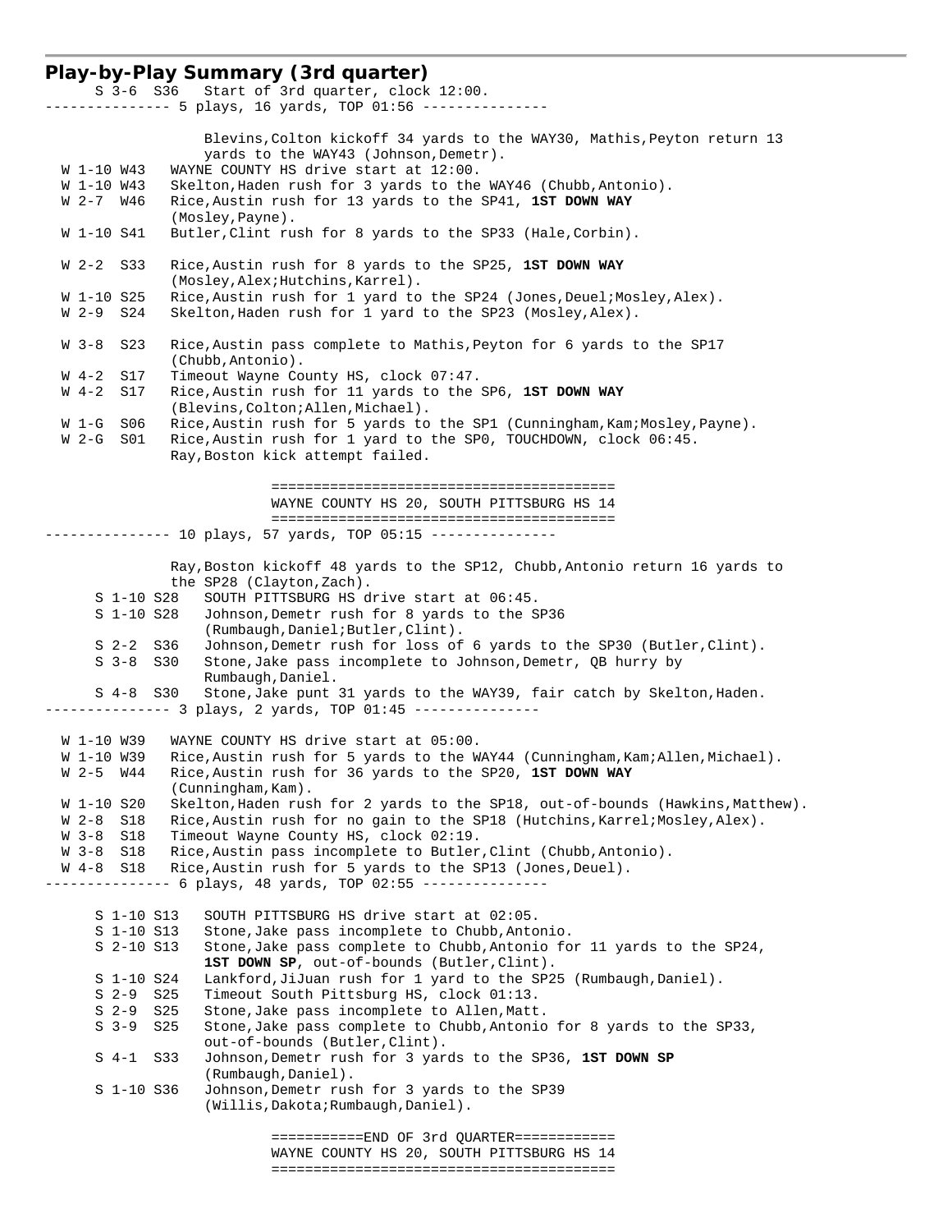## Play-by-Play Summary (3rd quarter)

```
      S 3-6  S36   Start of 3rd quarter, clock 12:00.
--------------- 5 plays, 16 yards, TOP 01:56 ---------------

                   Blevins,Colton kickoff 34 yards to the WAY30, Mathis,Peyton return 13
                   yards to the WAY43 (Johnson,Demetr).
  W 1-10 W43    WAYNE COUNTY HS drive start at 12:00.
  W 1-10 W43    Skelton,Haden rush for 3 yards to the WAY46 (Chubb,Antonio).
  W 2-7  W46    Rice,Austin rush for 13 yards to the SP41, 1ST DOWN WAY
                (Mosley,Payne).
  W 1-10 S41    Butler,Clint rush for 8 yards to the SP33 (Hale,Corbin).

  W 2-2  S33    Rice,Austin rush for 8 yards to the SP25, 1ST DOWN WAY
                (Mosley,Alex;Hutchins,Karrel).
  W 1-10 S25    Rice,Austin rush for 1 yard to the SP24 (Jones,Deuel;Mosley,Alex).
  W 2-9  S24    Skelton,Haden rush for 1 yard to the SP23 (Mosley,Alex).

  W 3-8  S23    Rice,Austin pass complete to Mathis,Peyton for 6 yards to the SP17
                (Chubb,Antonio).
  W 4-2  S17    Timeout Wayne County HS, clock 07:47.
  W 4-2  S17    Rice,Austin rush for 11 yards to the SP6, 1ST DOWN WAY
                (Blevins,Colton;Allen,Michael).
  W 1-G  S06    Rice,Austin rush for 5 yards to the SP1 (Cunningham,Kam;Mosley,Payne).
  W 2-G  S01    Rice,Austin rush for 1 yard to the SP0, TOUCHDOWN, clock 06:45.
                Ray,Boston kick attempt failed.

                              ========================================
                              WAYNE COUNTY HS 20, SOUTH PITTSBURG HS 14
                              ========================================
--------------- 10 plays, 57 yards, TOP 05:15 ---------------

                Ray,Boston kickoff 48 yards to the SP12, Chubb,Antonio return 16 yards to
                the SP28 (Clayton,Zach).
      S 1-10 S28   SOUTH PITTSBURG HS drive start at 06:45.
      S 1-10 S28   Johnson,Demetr rush for 8 yards to the SP36
                   (Rumbaugh,Daniel;Butler,Clint).
      S 2-2  S36   Johnson,Demetr rush for loss of 6 yards to the SP30 (Butler,Clint).
      S 3-8  S30   Stone,Jake pass incomplete to Johnson,Demetr, QB hurry by
                   Rumbaugh,Daniel.
      S 4-8  S30   Stone,Jake punt 31 yards to the WAY39, fair catch by Skelton,Haden.
--------------- 3 plays, 2 yards, TOP 01:45 ---------------

  W 1-10 W39    WAYNE COUNTY HS drive start at 05:00.
  W 1-10 W39    Rice,Austin rush for 5 yards to the WAY44 (Cunningham,Kam;Allen,Michael).
  W 2-5  W44    Rice,Austin rush for 36 yards to the SP20, 1ST DOWN WAY
                (Cunningham,Kam).
  W 1-10 S20    Skelton,Haden rush for 2 yards to the SP18, out-of-bounds (Hawkins,Matthew).
  W 2-8  S18    Rice,Austin rush for no gain to the SP18 (Hutchins,Karrel;Mosley,Alex).
  W 3-8  S18    Timeout Wayne County HS, clock 02:19.
  W 3-8  S18    Rice,Austin pass incomplete to Butler,Clint (Chubb,Antonio).
  W 4-8  S18    Rice,Austin rush for 5 yards to the SP13 (Jones,Deuel).
--------------- 6 plays, 48 yards, TOP 02:55 ---------------

      S 1-10 S13   SOUTH PITTSBURG HS drive start at 02:05.
      S 1-10 S13   Stone,Jake pass incomplete to Chubb,Antonio.
      S 2-10 S13   Stone,Jake pass complete to Chubb,Antonio for 11 yards to the SP24,
                   1ST DOWN SP, out-of-bounds (Butler,Clint).
      S 1-10 S24   Lankford,JiJuan rush for 1 yard to the SP25 (Rumbaugh,Daniel).
      S 2-9  S25   Timeout South Pittsburg HS, clock 01:13.
      S 2-9  S25   Stone,Jake pass incomplete to Allen,Matt.
      S 3-9  S25   Stone,Jake pass complete to Chubb,Antonio for 8 yards to the SP33,
                   out-of-bounds (Butler,Clint).
      S 4-1  S33   Johnson,Demetr rush for 3 yards to the SP36, 1ST DOWN SP
                   (Rumbaugh,Daniel).
      S 1-10 S36   Johnson,Demetr rush for 3 yards to the SP39
                   (Willis,Dakota;Rumbaugh,Daniel).

                              ===========END OF 3rd QUARTER============
                              WAYNE COUNTY HS 20, SOUTH PITTSBURG HS 14
                              ========================================
```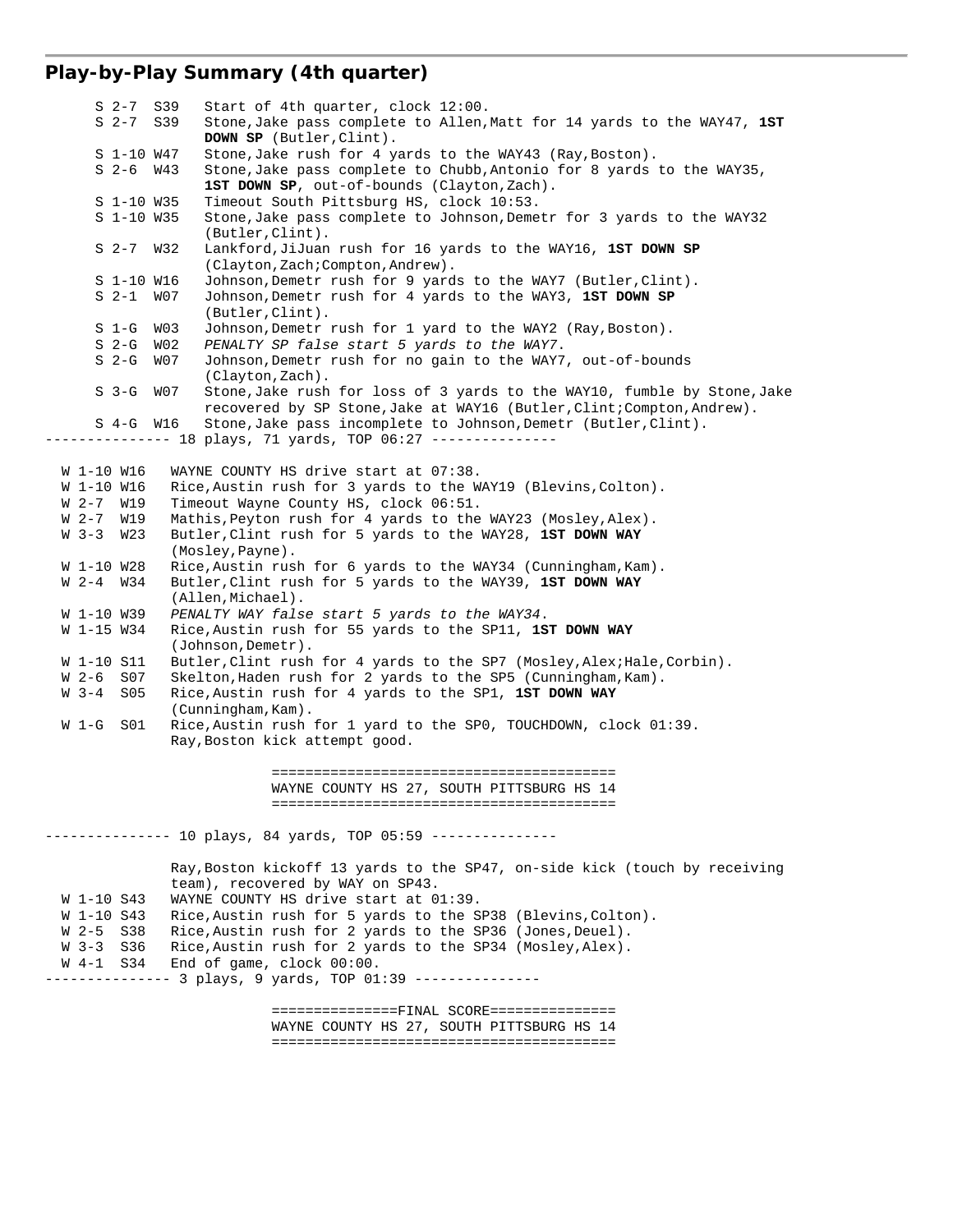## Play-by-Play Summary (4th quarter)

```
      S 2-7  S39   Start of 4th quarter, clock 12:00.
      S 2-7  S39   Stone,Jake pass complete to Allen,Matt for 14 yards to the WAY47, 1ST
                   DOWN SP (Butler,Clint).
      S 1-10 W47   Stone,Jake rush for 4 yards to the WAY43 (Ray,Boston).
      S 2-6  W43   Stone,Jake pass complete to Chubb,Antonio for 8 yards to the WAY35,
                   1ST DOWN SP, out-of-bounds (Clayton,Zach).
      S 1-10 W35   Timeout South Pittsburg HS, clock 10:53.
      S 1-10 W35   Stone,Jake pass complete to Johnson,Demetr for 3 yards to the WAY32
                   (Butler,Clint).
      S 2-7  W32   Lankford,JiJuan rush for 16 yards to the WAY16, 1ST DOWN SP
                   (Clayton,Zach;Compton,Andrew).
      S 1-10 W16   Johnson,Demetr rush for 9 yards to the WAY7 (Butler,Clint).
      S 2-1  W07   Johnson,Demetr rush for 4 yards to the WAY3, 1ST DOWN SP
                   (Butler,Clint).
      S 1-G  W03   Johnson,Demetr rush for 1 yard to the WAY2 (Ray,Boston).
      S 2-G  W02   PENALTY SP false start 5 yards to the WAY7.
      S 2-G  W07   Johnson,Demetr rush for no gain to the WAY7, out-of-bounds
                   (Clayton,Zach).
      S 3-G  W07   Stone,Jake rush for loss of 3 yards to the WAY10, fumble by Stone,Jake
                   recovered by SP Stone,Jake at WAY16 (Butler,Clint;Compton,Andrew).
      S 4-G  W16   Stone,Jake pass incomplete to Johnson,Demetr (Butler,Clint).
--------------- 18 plays, 71 yards, TOP 06:27 ---------------

  W 1-10 W16   WAYNE COUNTY HS drive start at 07:38.
  W 1-10 W16   Rice,Austin rush for 3 yards to the WAY19 (Blevins,Colton).
  W 2-7  W19   Timeout Wayne County HS, clock 06:51.
  W 2-7  W19   Mathis,Peyton rush for 4 yards to the WAY23 (Mosley,Alex).
  W 3-3  W23   Butler,Clint rush for 5 yards to the WAY28, 1ST DOWN WAY
               (Mosley,Payne).
  W 1-10 W28   Rice,Austin rush for 6 yards to the WAY34 (Cunningham,Kam).
  W 2-4  W34   Butler,Clint rush for 5 yards to the WAY39, 1ST DOWN WAY
               (Allen,Michael).
  W 1-10 W39   PENALTY WAY false start 5 yards to the WAY34.
  W 1-15 W34   Rice,Austin rush for 55 yards to the SP11, 1ST DOWN WAY
               (Johnson,Demetr).
  W 1-10 S11   Butler,Clint rush for 4 yards to the SP7 (Mosley,Alex;Hale,Corbin).
  W 2-6  S07   Skelton,Haden rush for 2 yards to the SP5 (Cunningham,Kam).
  W 3-4  S05   Rice,Austin rush for 4 yards to the SP1, 1ST DOWN WAY
               (Cunningham,Kam).
  W 1-G  S01   Rice,Austin rush for 1 yard to the SP0, TOUCHDOWN, clock 01:39.
               Ray,Boston kick attempt good.

                              ========================================
                              WAYNE COUNTY HS 27, SOUTH PITTSBURG HS 14
                              ========================================

--------------- 10 plays, 84 yards, TOP 05:59 ---------------

               Ray,Boston kickoff 13 yards to the SP47, on-side kick (touch by receiving
               team), recovered by WAY on SP43.
  W 1-10 S43   WAYNE COUNTY HS drive start at 01:39.
  W 1-10 S43   Rice,Austin rush for 5 yards to the SP38 (Blevins,Colton).
  W 2-5  S38   Rice,Austin rush for 2 yards to the SP36 (Jones,Deuel).
  W 3-3  S36   Rice,Austin rush for 2 yards to the SP34 (Mosley,Alex).
  W 4-1  S34   End of game, clock 00:00.
--------------- 3 plays, 9 yards, TOP 01:39 ---------------

                              ===============FINAL SCORE===============
                              WAYNE COUNTY HS 27, SOUTH PITTSBURG HS 14
                              ========================================
```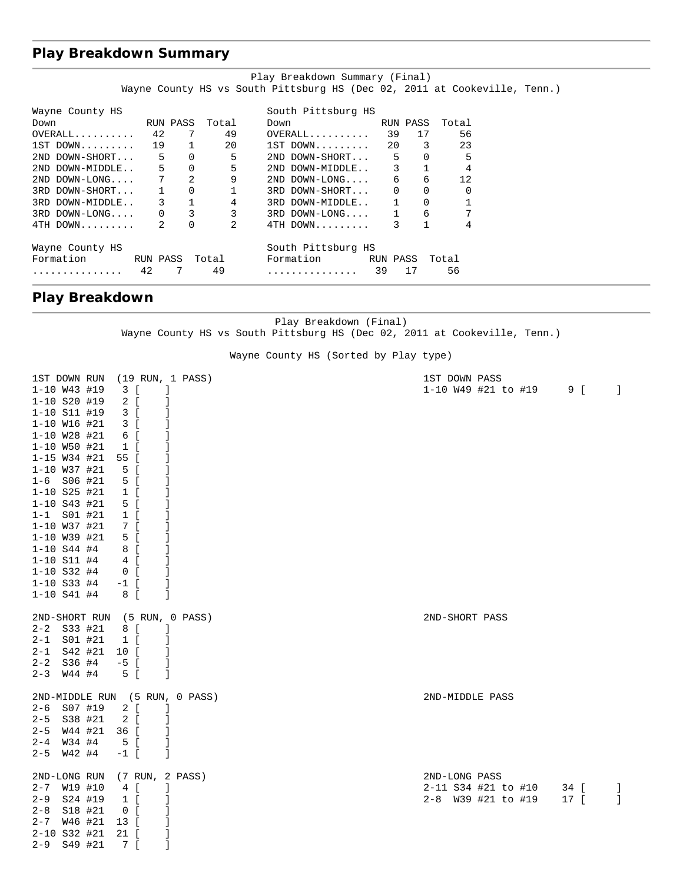## Play Breakdown Summary

Play Breakdown Summary (Final)
Wayne County HS vs South Pittsburg HS (Dec 02, 2011 at Cookeville, Tenn.)

| Wayne County HS Down | RUN | PASS | Total | South Pittsburg HS Down | RUN | PASS | Total |
|---|---|---|---|---|---|---|---|
| OVERALL.......... | 42 | 7 | 49 | OVERALL.......... | 39 | 17 | 56 |
| 1ST DOWN......... | 19 | 1 | 20 | 1ST DOWN......... | 20 | 3 | 23 |
| 2ND DOWN-SHORT... | 5 | 0 | 5 | 2ND DOWN-SHORT... | 5 | 0 | 5 |
| 2ND DOWN-MIDDLE.. | 5 | 0 | 5 | 2ND DOWN-MIDDLE.. | 3 | 1 | 4 |
| 2ND DOWN-LONG.... | 7 | 2 | 9 | 2ND DOWN-LONG.... | 6 | 6 | 12 |
| 3RD DOWN-SHORT... | 1 | 0 | 1 | 3RD DOWN-SHORT... | 0 | 0 | 0 |
| 3RD DOWN-MIDDLE.. | 3 | 1 | 4 | 3RD DOWN-MIDDLE.. | 1 | 0 | 1 |
| 3RD DOWN-LONG.... | 0 | 3 | 3 | 3RD DOWN-LONG.... | 1 | 6 | 7 |
| 4TH DOWN......... | 2 | 0 | 2 | 4TH DOWN......... | 3 | 1 | 4 |

| Wayne County HS Formation | RUN | PASS | Total | South Pittsburg HS Formation | RUN | PASS | Total |
|---|---|---|---|---|---|---|---|
| ............... | 42 | 7 | 49 | ............... | 39 | 17 | 56 |

## Play Breakdown

Play Breakdown (Final)
Wayne County HS vs South Pittsburg HS (Dec 02, 2011 at Cookeville, Tenn.)

Wayne County HS (Sorted by Play type)

```
1ST DOWN RUN  (19 RUN, 1 PASS)                      1ST DOWN PASS
1-10 W43 #19   3 [    ]                             1-10 W49 #21 to #19     9 [     ]
1-10 S20 #19   2 [    ]
1-10 S11 #19   3 [    ]
1-10 W16 #21   3 [    ]
1-10 W28 #21   6 [    ]
1-10 W50 #21   1 [    ]
1-15 W34 #21  55 [    ]
1-10 W37 #21   5 [    ]
1-6  S06 #21   5 [    ]
1-10 S25 #21   1 [    ]
1-10 S43 #21   5 [    ]
1-1  S01 #21   1 [    ]
1-10 W37 #21   7 [    ]
1-10 W39 #21   5 [    ]
1-10 S44 #4    8 [    ]
1-10 S11 #4    4 [    ]
1-10 S32 #4    0 [    ]
1-10 S33 #4   -1 [    ]
1-10 S41 #4    8 [    ]

2ND-SHORT RUN  (5 RUN, 0 PASS)                      2ND-SHORT PASS
2-2  S33 #21   8 [    ]
2-1  S01 #21   1 [    ]
2-1  S42 #21  10 [    ]
2-2  S36 #4   -5 [    ]
2-3  W44 #4    5 [    ]

2ND-MIDDLE RUN  (5 RUN, 0 PASS)                     2ND-MIDDLE PASS
2-6  S07 #19   2 [    ]
2-5  S38 #21   2 [    ]
2-5  W44 #21  36 [    ]
2-4  W34 #4    5 [    ]
2-5  W42 #4   -1 [    ]

2ND-LONG RUN  (7 RUN, 2 PASS)                       2ND-LONG PASS
2-7  W19 #10   4 [    ]                             2-11 S34 #21 to #10    34 [     ]
2-9  S24 #19   1 [    ]                             2-8  W39 #21 to #19    17 [     ]
2-8  S18 #21   0 [    ]
2-7  W46 #21  13 [    ]
2-10 S32 #21  21 [    ]
2-9  S49 #21   7 [    ]
```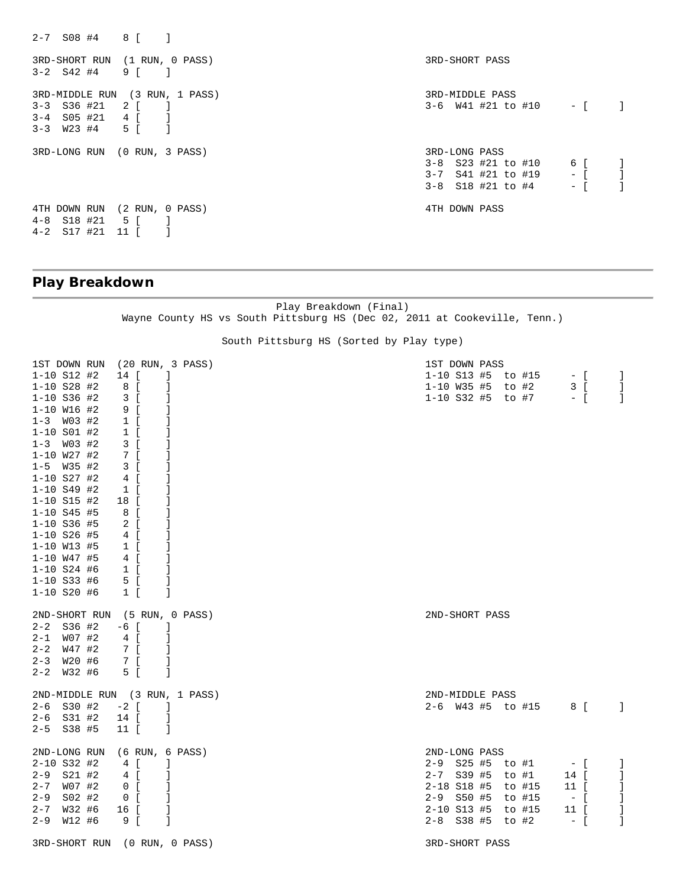```
2-7  S08 #4    8 [    ]

3RD-SHORT RUN  (1 RUN, 0 PASS)                          3RD-SHORT PASS
3-2  S42 #4    9 [    ]

3RD-MIDDLE RUN  (3 RUN, 1 PASS)                         3RD-MIDDLE PASS
3-3  S36 #21   2 [    ]                                 3-6  W41 #21 to #10     - [     ]
3-4  S05 #21   4 [    ]
3-3  W23 #4    5 [    ]

3RD-LONG RUN  (0 RUN, 3 PASS)                           3RD-LONG PASS
                                                        3-8  S23 #21 to #10     6 [     ]
                                                        3-7  S41 #21 to #19     - [     ]
                                                        3-8  S18 #21 to #4      - [     ]

4TH DOWN RUN  (2 RUN, 0 PASS)                           4TH DOWN PASS
4-8  S18 #21   5 [    ]
4-2  S17 #21  11 [    ]
```

## Play Breakdown

```
                          Play Breakdown (Final)
     Wayne County HS vs South Pittsburg HS (Dec 02, 2011 at Cookeville, Tenn.)

                    South Pittsburg HS (Sorted by Play type)

1ST DOWN RUN  (20 RUN, 3 PASS)                          1ST DOWN PASS
1-10 S12 #2   14 [    ]                                 1-10 S13 #5  to #15     - [     ]
1-10 S28 #2    8 [    ]                                 1-10 W35 #5  to #2      3 [     ]
1-10 S36 #2    3 [    ]                                 1-10 S32 #5  to #7      - [     ]
1-10 W16 #2    9 [    ]
1-3  W03 #2    1 [    ]
1-10 S01 #2    1 [    ]
1-3  W03 #2    3 [    ]
1-10 W27 #2    7 [    ]
1-5  W35 #2    3 [    ]
1-10 S27 #2    4 [    ]
1-10 S49 #2    1 [    ]
1-10 S15 #2   18 [    ]
1-10 S45 #5    8 [    ]
1-10 S36 #5    2 [    ]
1-10 S26 #5    4 [    ]
1-10 W13 #5    1 [    ]
1-10 W47 #5    4 [    ]
1-10 S24 #6    1 [    ]
1-10 S33 #6    5 [    ]
1-10 S20 #6    1 [    ]

2ND-SHORT RUN  (5 RUN, 0 PASS)                          2ND-SHORT PASS
2-2  S36 #2   -6 [    ]
2-1  W07 #2    4 [    ]
2-2  W47 #2    7 [    ]
2-3  W20 #6    7 [    ]
2-2  W32 #6    5 [    ]

2ND-MIDDLE RUN  (3 RUN, 1 PASS)                         2ND-MIDDLE PASS
2-6  S30 #2   -2 [    ]                                 2-6  W43 #5  to #15     8 [     ]
2-6  S31 #2   14 [    ]
2-5  S38 #5   11 [    ]

2ND-LONG RUN  (6 RUN, 6 PASS)                           2ND-LONG PASS
2-10 S32 #2    4 [    ]                                 2-9  S25 #5  to #1      - [     ]
2-9  S21 #2    4 [    ]                                 2-7  S39 #5  to #1     14 [     ]
2-7  W07 #2    0 [    ]                                 2-18 S18 #5  to #15    11 [     ]
2-9  S02 #2    0 [    ]                                 2-9  S50 #5  to #15     - [     ]
2-7  W32 #6   16 [    ]                                 2-10 S13 #5  to #15    11 [     ]
2-9  W12 #6    9 [    ]                                 2-8  S38 #5  to #2      - [     ]

3RD-SHORT RUN  (0 RUN, 0 PASS)                          3RD-SHORT PASS
```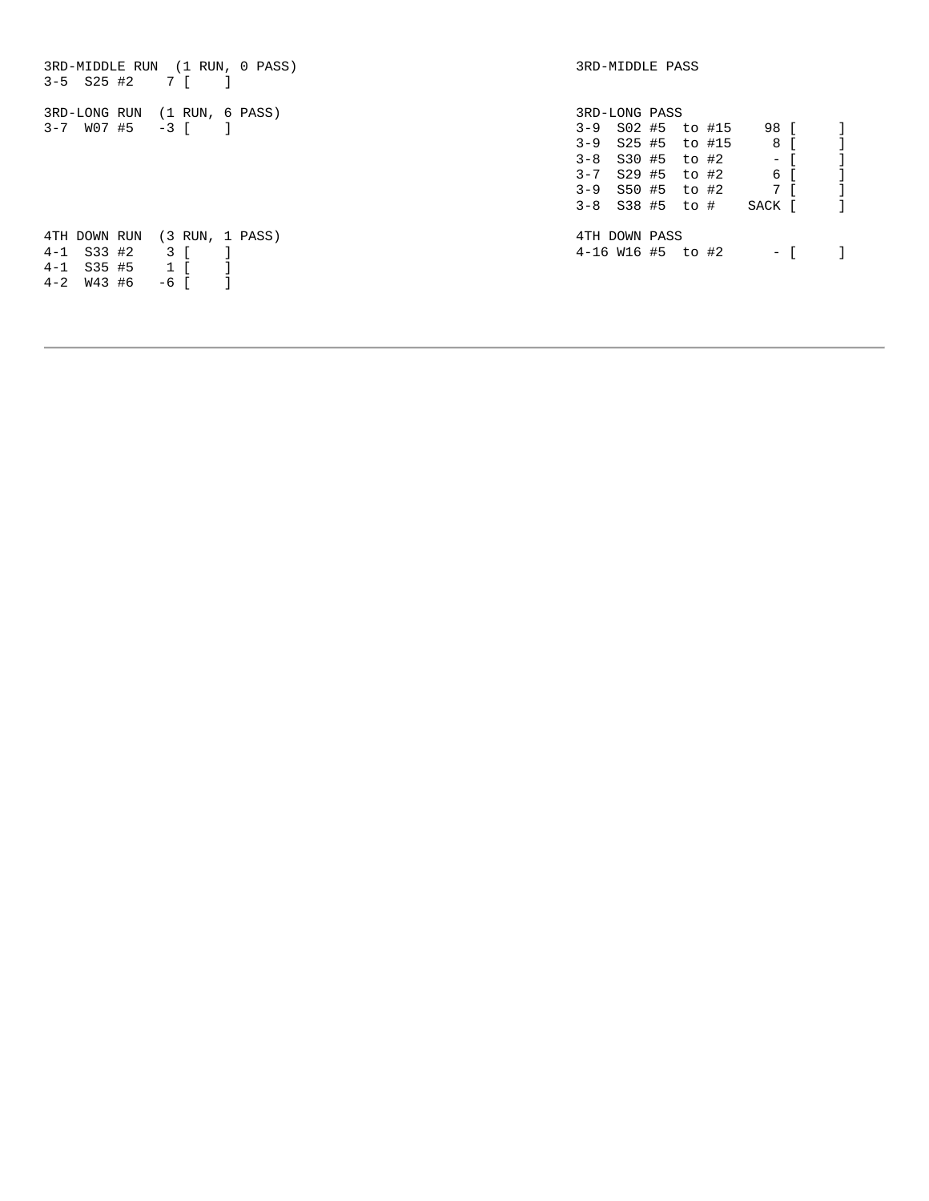```
3RD-MIDDLE RUN  (1 RUN, 0 PASS)
3-5  S25 #2    7 [    ]

3RD-LONG RUN  (1 RUN, 6 PASS)
3-7  W07 #5   -3 [    ]

4TH DOWN RUN  (3 RUN, 1 PASS)
4-1  S33 #2    3 [    ]
4-1  S35 #5    1 [    ]
4-2  W43 #6   -6 [    ]
```

```
3RD-MIDDLE PASS

3RD-LONG PASS
3-9  S02 #5  to #15    98 [      ]
3-9  S25 #5  to #15     8 [      ]
3-8  S30 #5  to #2      - [      ]
3-7  S29 #5  to #2      6 [      ]
3-9  S50 #5  to #2      7 [      ]
3-8  S38 #5  to #    SACK [      ]

4TH DOWN PASS
4-16 W16 #5  to #2      - [      ]
```